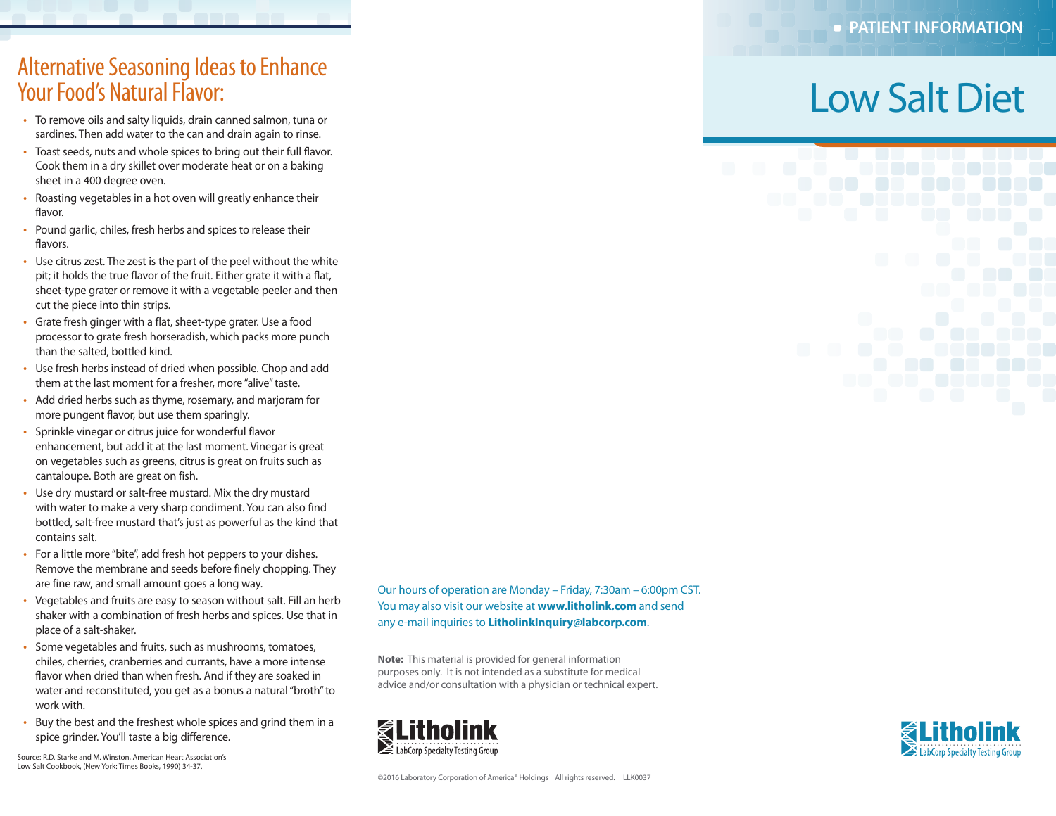## Alternative Seasoning Ideas to Enhance Your Food's Natural Flavor:

- To remove oils and salty liquids, drain canned salmon, tuna or sardines. Then add water to the can and drain again to rinse.
- Toast seeds, nuts and whole spices to bring out their full flavor. Cook them in a dry skillet over moderate heat or on a baking sheet in a 400 degree oven.
- Roasting vegetables in a hot oven will greatly enhance their flavor.
- Pound garlic, chiles, fresh herbs and spices to release their flavors.
- Use citrus zest. The zest is the part of the peel without the white pit; it holds the true flavor of the fruit. Either grate it with a flat, sheet-type grater or remove it with a vegetable peeler and then cut the piece into thin strips.
- Grate fresh ginger with a flat, sheet-type grater. Use a food processor to grate fresh horseradish, which packs more punch than the salted, bottled kind.
- Use fresh herbs instead of dried when possible. Chop and add them at the last moment for a fresher, more "alive" taste.
- Add dried herbs such as thyme, rosemary, and marjoram for more pungent flavor, but use them sparingly.
- Sprinkle vinegar or citrus juice for wonderful flavor enhancement, but add it at the last moment. Vinegar is great on vegetables such as greens, citrus is great on fruits such as cantaloupe. Both are great on fish.
- Use dry mustard or salt-free mustard. Mix the dry mustard with water to make a very sharp condiment. You can also find bottled, salt-free mustard that's just as powerful as the kind that contains salt.
- For a little more "bite", add fresh hot peppers to your dishes. Remove the membrane and seeds before finely chopping. They are fine raw, and small amount goes a long way.
- Vegetables and fruits are easy to season without salt. Fill an herb shaker with a combination of fresh herbs and spices. Use that in place of a salt-shaker.
- Some vegetables and fruits, such as mushrooms, tomatoes, chiles, cherries, cranberries and currants, have a more intense flavor when dried than when fresh. And if they are soaked in water and reconstituted, you get as a bonus a natural "broth" to work with.
- Buy the best and the freshest whole spices and grind them in a spice grinder. You'll taste a big difference.

Source: R.D. Starke and M. Winston, American Heart Association's Low Salt Cookbook, (New York: Times Books, 1990) 34-37.

Our hours of operation are Monday – Friday, 7:30am – 6:00pm CST. You may also visit our website at **www.litholink.com** and send any e-mail inquiries to **LitholinkInquiry@labcorp.com**.

**Note:** This material is provided for general information purposes only. It is not intended as a substitute for medical advice and/or consultation with a physician or technical expert.

Litholink
LabCorp Specialty Testing Group

©2016 Laboratory Corporation of America® Holdings All rights reserved. LLK0037

PATIENT INFORMATION

# Low Salt Diet

Litholink
LabCorp Specialty Testing Group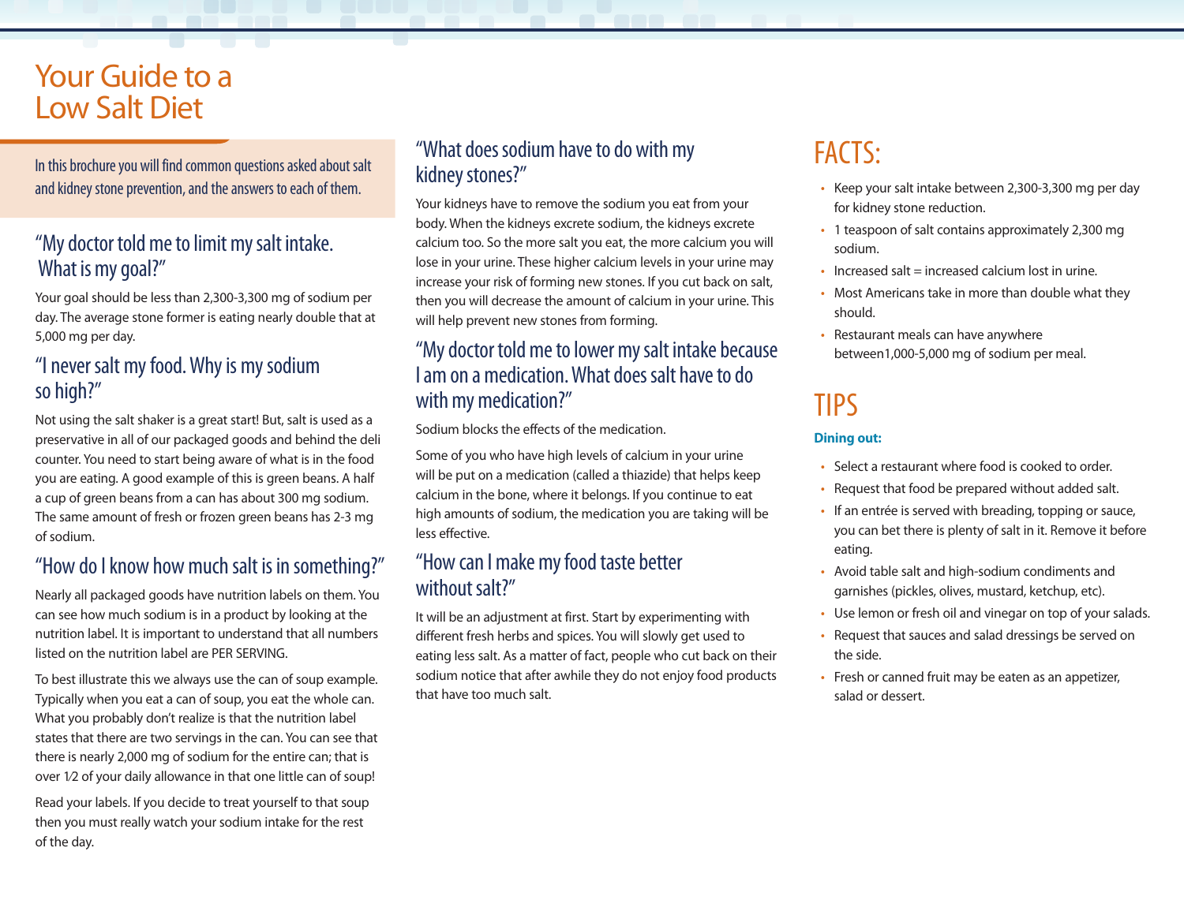# Your Guide to a Low Salt Diet

In this brochure you will find common questions asked about salt and kidney stone prevention, and the answers to each of them.

## "My doctor told me to limit my salt intake. What is my goal?"

Your goal should be less than 2,300-3,300 mg of sodium per day. The average stone former is eating nearly double that at 5,000 mg per day.

## "I never salt my food. Why is my sodium so high?"

Not using the salt shaker is a great start! But, salt is used as a preservative in all of our packaged goods and behind the deli counter. You need to start being aware of what is in the food you are eating. A good example of this is green beans. A half a cup of green beans from a can has about 300 mg sodium. The same amount of fresh or frozen green beans has 2-3 mg of sodium.

## "How do I know how much salt is in something?"

Nearly all packaged goods have nutrition labels on them. You can see how much sodium is in a product by looking at the nutrition label. It is important to understand that all numbers listed on the nutrition label are PER SERVING.

To best illustrate this we always use the can of soup example. Typically when you eat a can of soup, you eat the whole can. What you probably don't realize is that the nutrition label states that there are two servings in the can. You can see that there is nearly 2,000 mg of sodium for the entire can; that is over 1⁄2 of your daily allowance in that one little can of soup!

Read your labels. If you decide to treat yourself to that soup then you must really watch your sodium intake for the rest of the day.

## "What does sodium have to do with my kidney stones?"

Your kidneys have to remove the sodium you eat from your body. When the kidneys excrete sodium, the kidneys excrete calcium too. So the more salt you eat, the more calcium you will lose in your urine. These higher calcium levels in your urine may increase your risk of forming new stones. If you cut back on salt, then you will decrease the amount of calcium in your urine. This will help prevent new stones from forming.

## "My doctor told me to lower my salt intake because I am on a medication. What does salt have to do with my medication?"

Sodium blocks the effects of the medication.

Some of you who have high levels of calcium in your urine will be put on a medication (called a thiazide) that helps keep calcium in the bone, where it belongs. If you continue to eat high amounts of sodium, the medication you are taking will be less effective.

## "How can I make my food taste better without salt?"

It will be an adjustment at first. Start by experimenting with different fresh herbs and spices. You will slowly get used to eating less salt. As a matter of fact, people who cut back on their sodium notice that after awhile they do not enjoy food products that have too much salt.

# FACTS:

- Keep your salt intake between 2,300-3,300 mg per day for kidney stone reduction.
- 1 teaspoon of salt contains approximately 2,300 mg sodium.
- Increased salt = increased calcium lost in urine.
- Most Americans take in more than double what they should.
- Restaurant meals can have anywhere between1,000-5,000 mg of sodium per meal.

# TIPS

**Dining out:**

- Select a restaurant where food is cooked to order.
- Request that food be prepared without added salt.
- If an entrée is served with breading, topping or sauce, you can bet there is plenty of salt in it. Remove it before eating.
- Avoid table salt and high-sodium condiments and garnishes (pickles, olives, mustard, ketchup, etc).
- Use lemon or fresh oil and vinegar on top of your salads.
- Request that sauces and salad dressings be served on the side.
- Fresh or canned fruit may be eaten as an appetizer, salad or dessert.